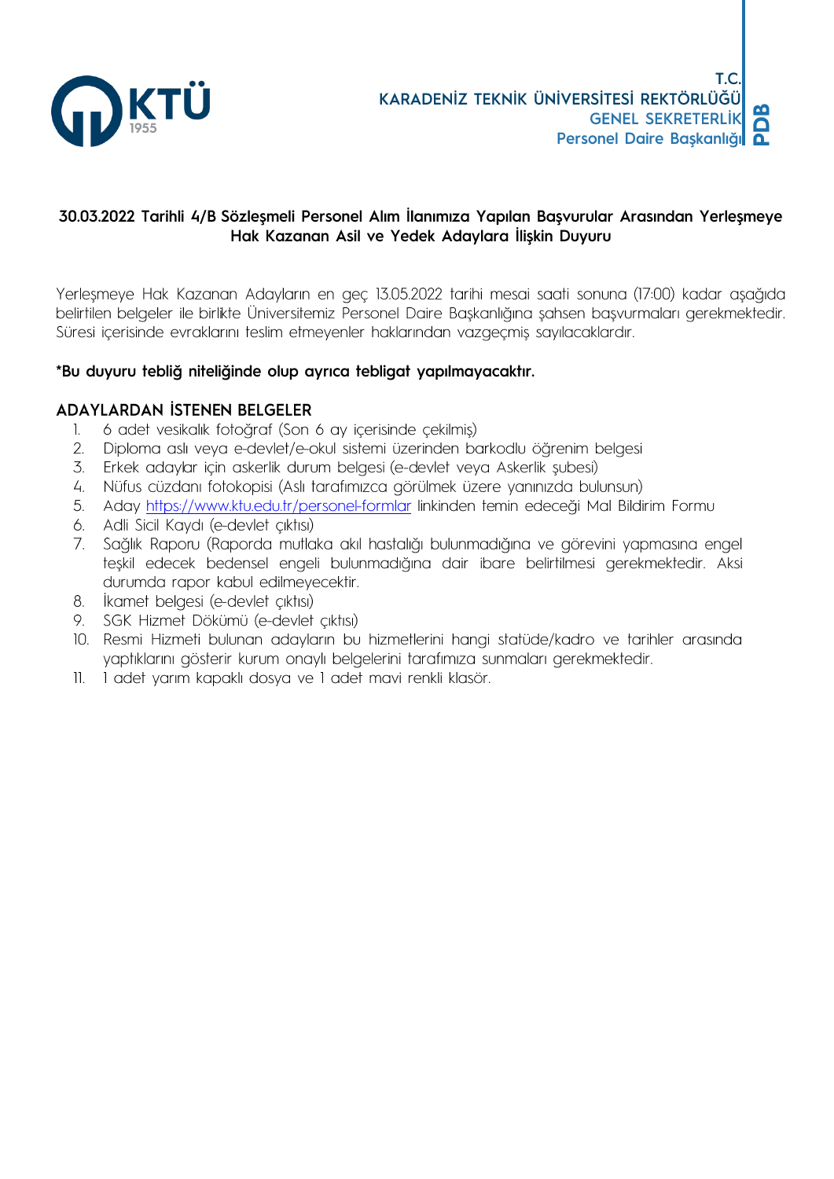T.C.
KARADENİZ TEKNİK ÜNİVERSİTESİ REKTÖRLÜĞÜ
GENEL SEKRETERLİK
Personel Daire Başkanlığı

**30.03.2022 Tarihli 4/B Sözleşmeli Personel Alım İlanımıza Yapılan Başvurular Arasından Yerleşmeye Hak Kazanan Asil ve Yedek Adaylara İlişkin Duyuru**

Yerleşmeye Hak Kazanan Adayların en geç 13.05.2022 tarihi mesai saati sonuna (17:00) kadar aşağıda belirtilen belgeler ile birlikte Üniversitemiz Personel Daire Başkanlığına şahsen başvurmaları gerekmektedir. Süresi içerisinde evraklarını teslim etmeyenler haklarından vazgeçmiş sayılacaklardır.

**\*Bu duyuru tebliğ niteliğinde olup ayrıca tebligat yapılmayacaktır.**

## ADAYLARDAN İSTENEN BELGELER

1. 6 adet vesikalık fotoğraf (Son 6 ay içerisinde çekilmiş)
2. Diploma aslı veya e-devlet/e-okul sistemi üzerinden barkodlu öğrenim belgesi
3. Erkek adaylar için askerlik durum belgesi (e-devlet veya Askerlik şubesi)
4. Nüfus cüzdanı fotokopisi (Aslı tarafımızca görülmek üzere yanınızda bulunsun)
5. Aday [https://www.ktu.edu.tr/personel-formlar](https://www.ktu.edu.tr/personel-formlar) linkinden temin edeceği Mal Bildirim Formu
6. Adli Sicil Kaydı (e-devlet çıktısı)
7. Sağlık Raporu (Raporda mutlaka akıl hastalığı bulunmadığına ve görevini yapmasına engel teşkil edecek bedensel engeli bulunmadığına dair ibare belirtilmesi gerekmektedir. Aksi durumda rapor kabul edilmeyecektir.
8. İkamet belgesi (e-devlet çıktısı)
9. SGK Hizmet Dökümü (e-devlet çıktısı)
10. Resmi Hizmeti bulunan adayların bu hizmetlerini hangi statüde/kadro ve tarihler arasında yaptıklarını gösterir kurum onaylı belgelerini tarafımıza sunmaları gerekmektedir.
11. 1 adet yarım kapaklı dosya ve 1 adet mavi renkli klasör.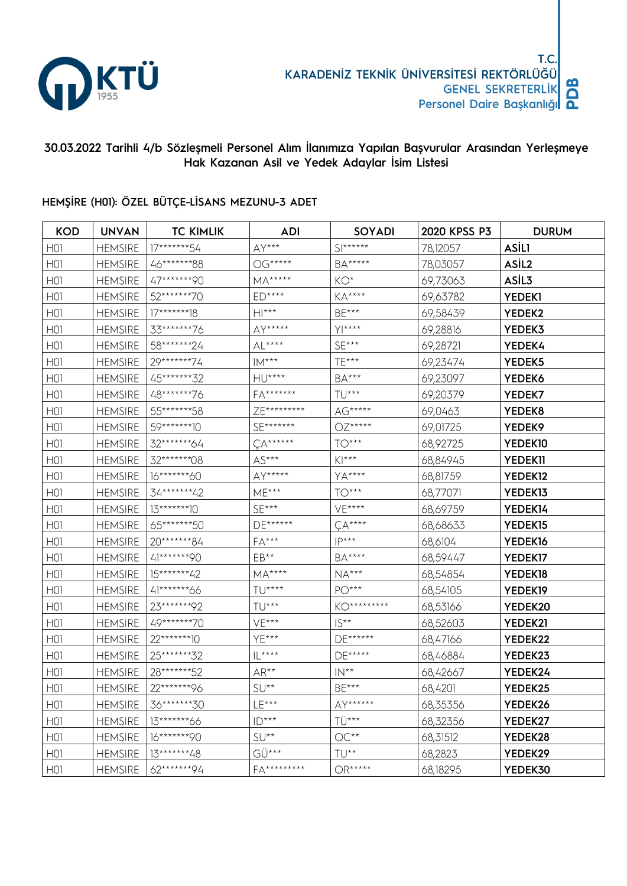T.C.
KARADENİZ TEKNİK ÜNİVERSİTESİ REKTÖRLÜĞÜ
GENEL SEKRETERLİK
Personel Daire Başkanlığı

**30.03.2022 Tarihli 4/b Sözleşmeli Personel Alım İlanımıza Yapılan Başvurular Arasından Yerleşmeye Hak Kazanan Asil ve Yedek Adaylar İsim Listesi**

**HEMŞİRE (H01): ÖZEL BÜTÇE-LİSANS MEZUNU-3 ADET**

| KOD | UNVAN | TC KIMLIK | ADI | SOYADI | 2020 KPSS P3 | DURUM |
|---|---|---|---|---|---|---|
| H01 | HEMSIRE | 17*******54 | AY*** | SI****** | 78,12057 | **ASİL1** |
| H01 | HEMSIRE | 46*******88 | OG***** | BA***** | 78,03057 | **ASİL2** |
| H01 | HEMSIRE | 47*******90 | MA***** | KO* | 69,73063 | **ASİL3** |
| H01 | HEMSIRE | 52*******70 | ED**** | KA**** | 69,63782 | **YEDEK1** |
| H01 | HEMSIRE | 17*******18 | HI*** | BE*** | 69,58439 | **YEDEK2** |
| H01 | HEMSIRE | 33*******76 | AY***** | YI**** | 69,28816 | **YEDEK3** |
| H01 | HEMSIRE | 58*******24 | AL**** | SE*** | 69,28721 | **YEDEK4** |
| H01 | HEMSIRE | 29*******74 | IM*** | TE*** | 69,23474 | **YEDEK5** |
| H01 | HEMSIRE | 45*******32 | HU**** | BA*** | 69,23097 | **YEDEK6** |
| H01 | HEMSIRE | 48*******76 | FA******* | TU*** | 69,20379 | **YEDEK7** |
| H01 | HEMSIRE | 55*******58 | ZE********* | AG***** | 69,0463 | **YEDEK8** |
| H01 | HEMSIRE | 59*******10 | SE******* | ÖZ***** | 69,01725 | **YEDEK9** |
| H01 | HEMSIRE | 32*******64 | ÇA****** | TO*** | 68,92725 | **YEDEK10** |
| H01 | HEMSIRE | 32*******08 | AS*** | KI*** | 68,84945 | **YEDEK11** |
| H01 | HEMSIRE | 16*******60 | AY***** | YA**** | 68,81759 | **YEDEK12** |
| H01 | HEMSIRE | 34*******42 | ME*** | TO*** | 68,77071 | **YEDEK13** |
| H01 | HEMSIRE | 13*******10 | SE*** | VE**** | 68,69759 | **YEDEK14** |
| H01 | HEMSIRE | 65*******50 | DE****** | ÇA**** | 68,68633 | **YEDEK15** |
| H01 | HEMSIRE | 20*******84 | FA*** | IP*** | 68,6104 | **YEDEK16** |
| H01 | HEMSIRE | 41*******90 | EB** | BA**** | 68,59447 | **YEDEK17** |
| H01 | HEMSIRE | 15*******42 | MA**** | NA*** | 68,54854 | **YEDEK18** |
| H01 | HEMSIRE | 41*******66 | TU**** | PO*** | 68,54105 | **YEDEK19** |
| H01 | HEMSIRE | 23*******92 | TU*** | KO********* | 68,53166 | **YEDEK20** |
| H01 | HEMSIRE | 49*******70 | VE*** | IS** | 68,52603 | **YEDEK21** |
| H01 | HEMSIRE | 22*******10 | YE*** | DE****** | 68,47166 | **YEDEK22** |
| H01 | HEMSIRE | 25*******32 | IL**** | DE***** | 68,46884 | **YEDEK23** |
| H01 | HEMSIRE | 28*******52 | AR** | IN** | 68,42667 | **YEDEK24** |
| H01 | HEMSIRE | 22*******96 | SU** | BE*** | 68,4201 | **YEDEK25** |
| H01 | HEMSIRE | 36*******30 | LE*** | AY****** | 68,35356 | **YEDEK26** |
| H01 | HEMSIRE | 13*******66 | ID*** | TÜ*** | 68,32356 | **YEDEK27** |
| H01 | HEMSIRE | 16*******90 | SU** | OC** | 68,31512 | **YEDEK28** |
| H01 | HEMSIRE | 13*******48 | GÜ*** | TU** | 68,2823 | **YEDEK29** |
| H01 | HEMSIRE | 62*******94 | FA********* | OR***** | 68,18295 | **YEDEK30** |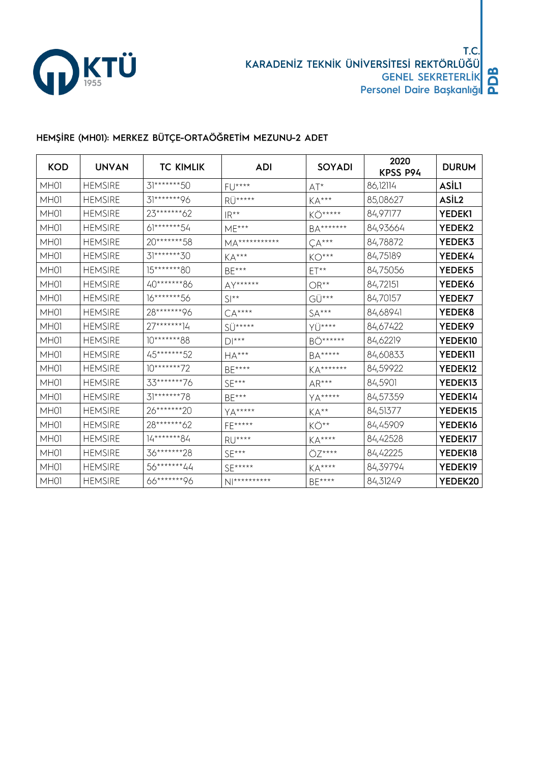T.C.
KARADENİZ TEKNİK ÜNİVERSİTESİ REKTÖRLÜĞÜ
GENEL SEKRETERLİK
Personel Daire Başkanlığı

## HEMŞİRE (MH01): MERKEZ BÜTÇE-ORTAÖĞRETİM MEZUNU-2 ADET

| KOD | UNVAN | TC KIMLIK | ADI | SOYADI | 2020 KPSS P94 | DURUM |
|---|---|---|---|---|---|---|
| MH01 | HEMSIRE | 31*******50 | FU**** | AT* | 86,12114 | **ASİL1** |
| MH01 | HEMSIRE | 31*******96 | RÜ***** | KA*** | 85,08627 | **ASİL2** |
| MH01 | HEMSIRE | 23*******62 | IR** | KÖ***** | 84,97177 | **YEDEK1** |
| MH01 | HEMSIRE | 61*******54 | ME*** | BA******* | 84,93664 | **YEDEK2** |
| MH01 | HEMSIRE | 20*******58 | MA*********** | ÇA*** | 84,78872 | **YEDEK3** |
| MH01 | HEMSIRE | 31*******30 | KA*** | KO*** | 84,75189 | **YEDEK4** |
| MH01 | HEMSIRE | 15*******80 | BE*** | ET** | 84,75056 | **YEDEK5** |
| MH01 | HEMSIRE | 40*******86 | AY****** | OR** | 84,72151 | **YEDEK6** |
| MH01 | HEMSIRE | 16*******56 | SI** | GÜ*** | 84,70157 | **YEDEK7** |
| MH01 | HEMSIRE | 28*******96 | CA**** | SA*** | 84,68941 | **YEDEK8** |
| MH01 | HEMSIRE | 27*******14 | SÜ***** | YÜ**** | 84,67422 | **YEDEK9** |
| MH01 | HEMSIRE | 10*******88 | DI*** | BÖ****** | 84,62219 | **YEDEK10** |
| MH01 | HEMSIRE | 45*******52 | HA*** | BA***** | 84,60833 | **YEDEK11** |
| MH01 | HEMSIRE | 10*******72 | BE**** | KA******* | 84,59922 | **YEDEK12** |
| MH01 | HEMSIRE | 33*******76 | SE*** | AR*** | 84,5901 | **YEDEK13** |
| MH01 | HEMSIRE | 31*******78 | BE*** | YA***** | 84,57359 | **YEDEK14** |
| MH01 | HEMSIRE | 26*******20 | YA***** | KA** | 84,51377 | **YEDEK15** |
| MH01 | HEMSIRE | 28*******62 | FE***** | KÖ** | 84,45909 | **YEDEK16** |
| MH01 | HEMSIRE | 14*******84 | RU**** | KA**** | 84,42528 | **YEDEK17** |
| MH01 | HEMSIRE | 36*******28 | SE*** | ÖZ**** | 84,42225 | **YEDEK18** |
| MH01 | HEMSIRE | 56*******44 | SE***** | KA**** | 84,39794 | **YEDEK19** |
| MH01 | HEMSIRE | 66*******96 | NI********** | BE**** | 84,31249 | **YEDEK20** |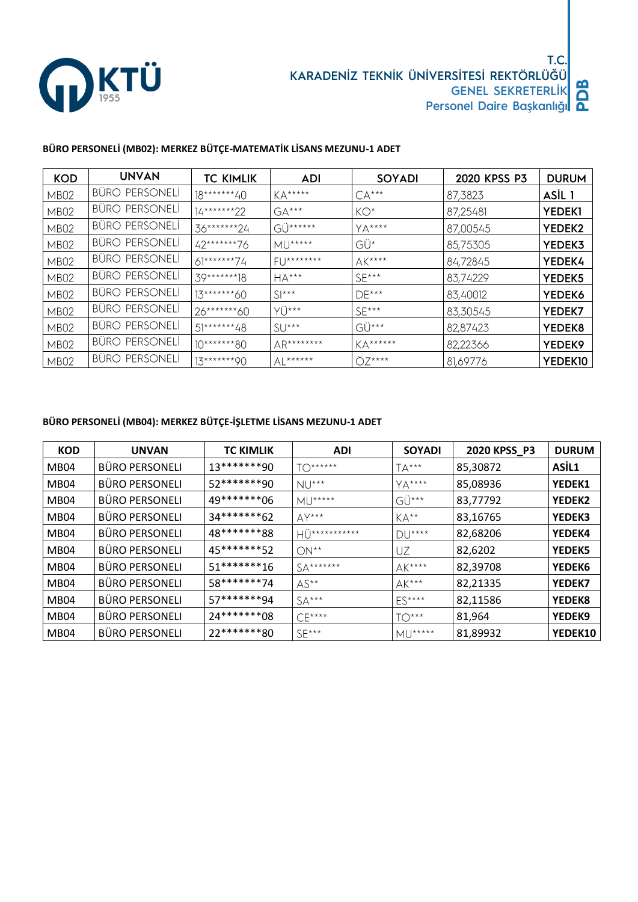T.C.
KARADENİZ TEKNİK ÜNİVERSİTESİ REKTÖRLÜĞÜ
GENEL SEKRETERLİK
Personel Daire Başkanlığı

**BÜRO PERSONELİ (MB02): MERKEZ BÜTÇE-MATEMATİK LİSANS MEZUNU-1 ADET**

| KOD | UNVAN | TC KIMLIK | ADI | SOYADI | 2020 KPSS P3 | DURUM |
|---|---|---|---|---|---|---|
| MB02 | BÜRO PERSONELİ | 18*******40 | KA***** | CA*** | 87,3823 | **ASİL 1** |
| MB02 | BÜRO PERSONELİ | 14*******22 | GA*** | KO* | 87,25481 | **YEDEK1** |
| MB02 | BÜRO PERSONELİ | 36*******24 | GÜ****** | YA**** | 87,00545 | **YEDEK2** |
| MB02 | BÜRO PERSONELİ | 42*******76 | MU***** | GÜ* | 85,75305 | **YEDEK3** |
| MB02 | BÜRO PERSONELİ | 61*******74 | FU******** | AK**** | 84,72845 | **YEDEK4** |
| MB02 | BÜRO PERSONELİ | 39*******18 | HA*** | SE*** | 83,74229 | **YEDEK5** |
| MB02 | BÜRO PERSONELİ | 13*******60 | SI*** | DE*** | 83,40012 | **YEDEK6** |
| MB02 | BÜRO PERSONELİ | 26*******60 | YÜ*** | SE*** | 83,30545 | **YEDEK7** |
| MB02 | BÜRO PERSONELİ | 51*******48 | SU*** | GÜ*** | 82,87423 | **YEDEK8** |
| MB02 | BÜRO PERSONELİ | 10*******80 | AR******** | KA****** | 82,22366 | **YEDEK9** |
| MB02 | BÜRO PERSONELİ | 13*******90 | AL****** | ÖZ**** | 81,69776 | **YEDEK10** |

**BÜRO PERSONELİ (MB04): MERKEZ BÜTÇE-İŞLETME LİSANS MEZUNU-1 ADET**

| KOD | UNVAN | TC KIMLIK | ADI | SOYADI | 2020 KPSS_P3 | DURUM |
|---|---|---|---|---|---|---|
| MB04 | BÜRO PERSONELI | 13*******90 | TO****** | TA*** | 85,30872 | **ASİL1** |
| MB04 | BÜRO PERSONELI | 52*******90 | NU*** | YA**** | 85,08936 | **YEDEK1** |
| MB04 | BÜRO PERSONELI | 49*******06 | MU***** | GÜ*** | 83,77792 | **YEDEK2** |
| MB04 | BÜRO PERSONELI | 34*******62 | AY*** | KA** | 83,16765 | **YEDEK3** |
| MB04 | BÜRO PERSONELI | 48*******88 | HÜ*********** | DU**** | 82,68206 | **YEDEK4** |
| MB04 | BÜRO PERSONELI | 45*******52 | ON** | UZ | 82,6202 | **YEDEK5** |
| MB04 | BÜRO PERSONELI | 51*******16 | SA******* | AK**** | 82,39708 | **YEDEK6** |
| MB04 | BÜRO PERSONELI | 58*******74 | AS** | AK*** | 82,21335 | **YEDEK7** |
| MB04 | BÜRO PERSONELI | 57*******94 | SA*** | ES**** | 82,11586 | **YEDEK8** |
| MB04 | BÜRO PERSONELI | 24*******08 | CE**** | TO*** | 81,964 | **YEDEK9** |
| MB04 | BÜRO PERSONELI | 22*******80 | SE*** | MU***** | 81,89932 | **YEDEK10** |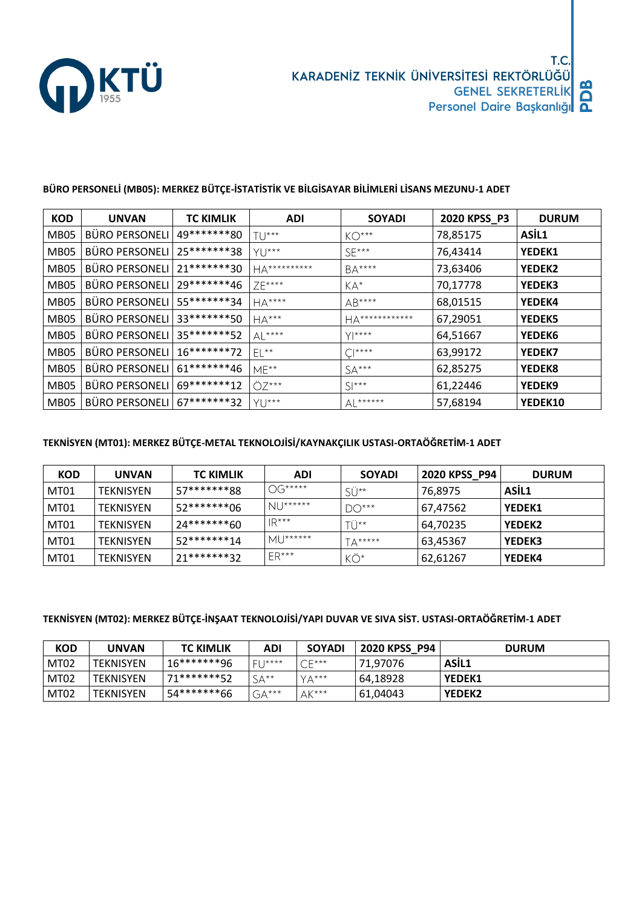T.C.
KARADENİZ TEKNİK ÜNİVERSİTESİ REKTÖRLÜĞÜ
GENEL SEKRETERLİK
Personel Daire Başkanlığı

**BÜRO PERSONELİ (MB05): MERKEZ BÜTÇE-İSTATİSTİK VE BİLGİSAYAR BİLİMLERİ LİSANS MEZUNU-1 ADET**

| KOD | UNVAN | TC KIMLIK | ADI | SOYADI | 2020 KPSS_P3 | DURUM |
|---|---|---|---|---|---|---|
| MB05 | BÜRO PERSONELI | 49*******80 | TU*** | KO*** | 78,85175 | **ASİL1** |
| MB05 | BÜRO PERSONELI | 25*******38 | YU*** | SE*** | 76,43414 | **YEDEK1** |
| MB05 | BÜRO PERSONELI | 21*******30 | HA********** | BA**** | 73,63406 | **YEDEK2** |
| MB05 | BÜRO PERSONELI | 29*******46 | ZE**** | KA* | 70,17778 | **YEDEK3** |
| MB05 | BÜRO PERSONELI | 55*******34 | HA**** | AB**** | 68,01515 | **YEDEK4** |
| MB05 | BÜRO PERSONELI | 33*******50 | HA*** | HA************ | 67,29051 | **YEDEK5** |
| MB05 | BÜRO PERSONELI | 35*******52 | AL**** | YI**** | 64,51667 | **YEDEK6** |
| MB05 | BÜRO PERSONELI | 16*******72 | EL** | Çİ**** | 63,99172 | **YEDEK7** |
| MB05 | BÜRO PERSONELI | 61*******46 | ME** | SA*** | 62,85275 | **YEDEK8** |
| MB05 | BÜRO PERSONELI | 69*******12 | ÖZ*** | SI*** | 61,22446 | **YEDEK9** |
| MB05 | BÜRO PERSONELI | 67*******32 | YU*** | AL****** | 57,68194 | **YEDEK10** |

**TEKNİSYEN (MT01): MERKEZ BÜTÇE-METAL TEKNOLOJİSİ/KAYNAKÇILIK USTASI-ORTAÖĞRETİM-1 ADET**

| KOD | UNVAN | TC KIMLIK | ADI | SOYADI | 2020 KPSS_P94 | DURUM |
|---|---|---|---|---|---|---|
| MT01 | TEKNISYEN | 57*******88 | OG***** | SÜ** | 76,8975 | **ASİL1** |
| MT01 | TEKNISYEN | 52*******06 | NU****** | DO*** | 67,47562 | **YEDEK1** |
| MT01 | TEKNISYEN | 24*******60 | IR*** | TÜ** | 64,70235 | **YEDEK2** |
| MT01 | TEKNISYEN | 52*******14 | MU****** | TA***** | 63,45367 | **YEDEK3** |
| MT01 | TEKNISYEN | 21*******32 | ER*** | KÖ* | 62,61267 | **YEDEK4** |

**TEKNİSYEN (MT02): MERKEZ BÜTÇE-İNŞAAT TEKNOLOJİSİ/YAPI DUVAR VE SIVA SİST. USTASI-ORTAÖĞRETİM-1 ADET**

| KOD | UNVAN | TC KIMLIK | ADI | SOYADI | 2020 KPSS_P94 | DURUM |
|---|---|---|---|---|---|---|
| MT02 | TEKNISYEN | 16*******96 | FU**** | CE*** | 71,97076 | **ASİL1** |
| MT02 | TEKNISYEN | 71*******52 | SA** | YA*** | 64,18928 | **YEDEK1** |
| MT02 | TEKNISYEN | 54*******66 | GA*** | AK*** | 61,04043 | **YEDEK2** |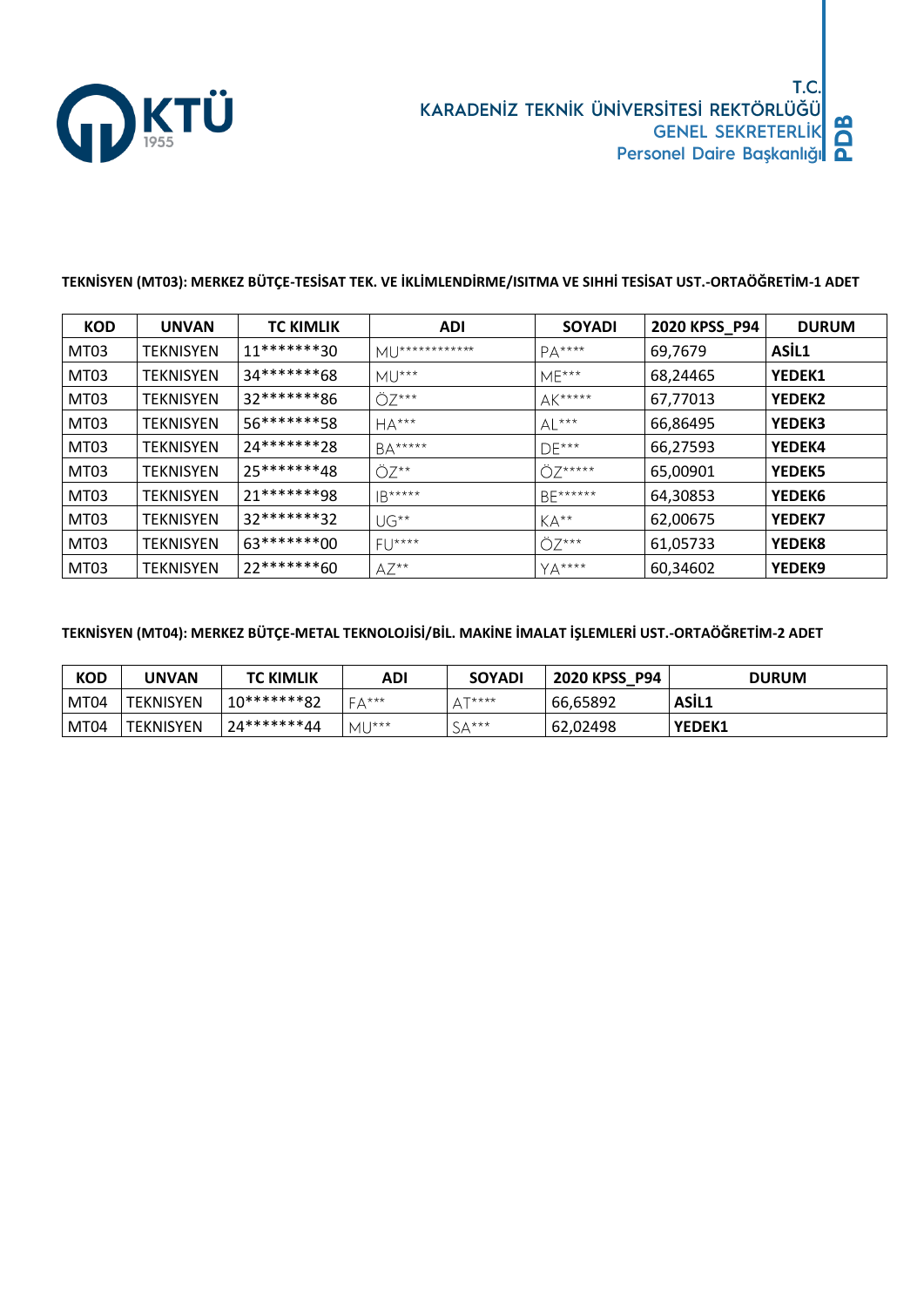T.C.
KARADENİZ TEKNİK ÜNİVERSİTESİ REKTÖRLÜĞÜ
GENEL SEKRETERLİK
Personel Daire Başkanlığı

**TEKNİSYEN (MT03): MERKEZ BÜTÇE-TESİSAT TEK. VE İKLİMLENDİRME/ISITMA VE SIHHİ TESİSAT UST.-ORTAÖĞRETİM-1 ADET**

| KOD | UNVAN | TC KIMLIK | ADI | SOYADI | 2020 KPSS_P94 | DURUM |
|---|---|---|---|---|---|---|
| MT03 | TEKNISYEN | 11*******30 | MU************ | PA**** | 69,7679 | **ASİL1** |
| MT03 | TEKNISYEN | 34*******68 | MU*** | ME*** | 68,24465 | **YEDEK1** |
| MT03 | TEKNISYEN | 32*******86 | ÖZ*** | AK***** | 67,77013 | **YEDEK2** |
| MT03 | TEKNISYEN | 56*******58 | HA*** | AL*** | 66,86495 | **YEDEK3** |
| MT03 | TEKNISYEN | 24*******28 | BA***** | DE*** | 66,27593 | **YEDEK4** |
| MT03 | TEKNISYEN | 25*******48 | ÖZ** | ÖZ***** | 65,00901 | **YEDEK5** |
| MT03 | TEKNISYEN | 21*******98 | IB***** | BE****** | 64,30853 | **YEDEK6** |
| MT03 | TEKNISYEN | 32*******32 | UG** | KA** | 62,00675 | **YEDEK7** |
| MT03 | TEKNISYEN | 63*******00 | FU**** | ÖZ*** | 61,05733 | **YEDEK8** |
| MT03 | TEKNISYEN | 22*******60 | AZ** | YA**** | 60,34602 | **YEDEK9** |

**TEKNİSYEN (MT04): MERKEZ BÜTÇE-METAL TEKNOLOJİSİ/BİL. MAKİNE İMALAT İŞLEMLERİ UST.-ORTAÖĞRETİM-2 ADET**

| KOD | UNVAN | TC KIMLIK | ADI | SOYADI | 2020 KPSS_P94 | DURUM |
|---|---|---|---|---|---|---|
| MT04 | TEKNISYEN | 10*******82 | FA*** | AT**** | 66,65892 | **ASİL1** |
| MT04 | TEKNISYEN | 24*******44 | MU*** | SA*** | 62,02498 | **YEDEK1** |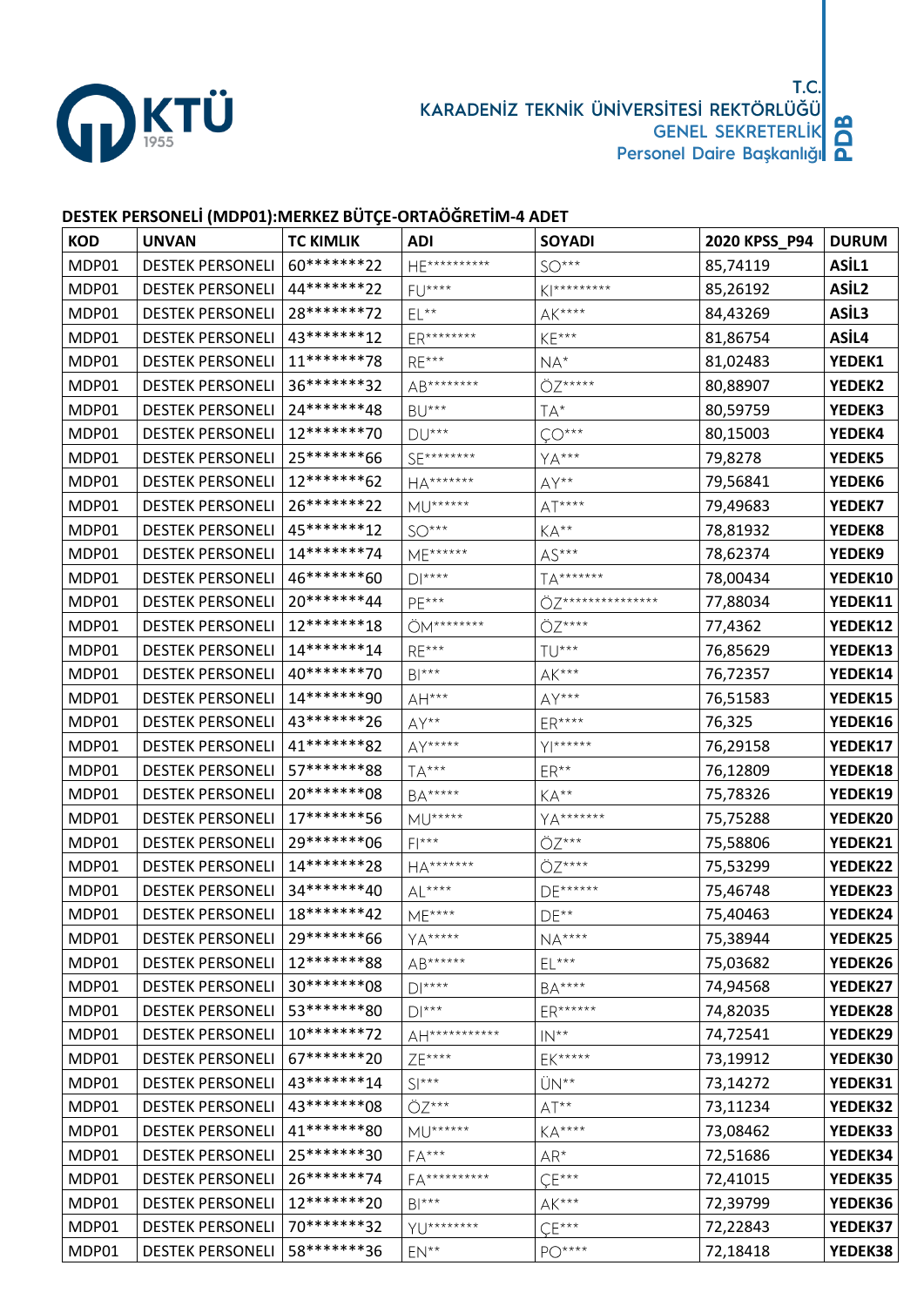T.C.
KARADENİZ TEKNİK ÜNİVERSİTESİ REKTÖRLÜĞÜ
GENEL SEKRETERLİK
Personel Daire Başkanlığı

### DESTEK PERSONELİ (MDP01):MERKEZ BÜTÇE-ORTAÖĞRETİM-4 ADET

| KOD | UNVAN | TC KIMLIK | ADI | SOYADI | 2020 KPSS_P94 | DURUM |
|---|---|---|---|---|---|---|
| MDP01 | DESTEK PERSONELI | 60*******22 | HE********** | SO*** | 85,74119 | ASİL1 |
| MDP01 | DESTEK PERSONELI | 44*******22 | FU**** | KI********* | 85,26192 | ASİL2 |
| MDP01 | DESTEK PERSONELI | 28*******72 | EL** | AK**** | 84,43269 | ASİL3 |
| MDP01 | DESTEK PERSONELI | 43*******12 | ER******** | KE*** | 81,86754 | ASİL4 |
| MDP01 | DESTEK PERSONELI | 11*******78 | RE*** | NA* | 81,02483 | YEDEK1 |
| MDP01 | DESTEK PERSONELI | 36*******32 | AB******** | ÖZ***** | 80,88907 | YEDEK2 |
| MDP01 | DESTEK PERSONELI | 24*******48 | BU*** | TA* | 80,59759 | YEDEK3 |
| MDP01 | DESTEK PERSONELI | 12*******70 | DU*** | ÇO*** | 80,15003 | YEDEK4 |
| MDP01 | DESTEK PERSONELI | 25*******66 | SE******** | YA*** | 79,8278 | YEDEK5 |
| MDP01 | DESTEK PERSONELI | 12*******62 | HA******* | AY** | 79,56841 | YEDEK6 |
| MDP01 | DESTEK PERSONELI | 26*******22 | MU****** | AT**** | 79,49683 | YEDEK7 |
| MDP01 | DESTEK PERSONELI | 45*******12 | SO*** | KA** | 78,81932 | YEDEK8 |
| MDP01 | DESTEK PERSONELI | 14*******74 | ME****** | AS*** | 78,62374 | YEDEK9 |
| MDP01 | DESTEK PERSONELI | 46*******60 | DI**** | TA******* | 78,00434 | YEDEK10 |
| MDP01 | DESTEK PERSONELI | 20*******44 | PE*** | ÖZ*************** | 77,88034 | YEDEK11 |
| MDP01 | DESTEK PERSONELI | 12*******18 | ÖM******** | ÖZ**** | 77,4362 | YEDEK12 |
| MDP01 | DESTEK PERSONELI | 14*******14 | RE*** | TU*** | 76,85629 | YEDEK13 |
| MDP01 | DESTEK PERSONELI | 40*******70 | BI*** | AK*** | 76,72357 | YEDEK14 |
| MDP01 | DESTEK PERSONELI | 14*******90 | AH*** | AY*** | 76,51583 | YEDEK15 |
| MDP01 | DESTEK PERSONELI | 43*******26 | AY** | ER**** | 76,325 | YEDEK16 |
| MDP01 | DESTEK PERSONELI | 41*******82 | AY***** | YI****** | 76,29158 | YEDEK17 |
| MDP01 | DESTEK PERSONELI | 57*******88 | TA*** | ER** | 76,12809 | YEDEK18 |
| MDP01 | DESTEK PERSONELI | 20*******08 | BA***** | KA** | 75,78326 | YEDEK19 |
| MDP01 | DESTEK PERSONELI | 17*******56 | MU***** | YA******* | 75,75288 | YEDEK20 |
| MDP01 | DESTEK PERSONELI | 29*******06 | FI*** | ÖZ*** | 75,58806 | YEDEK21 |
| MDP01 | DESTEK PERSONELI | 14*******28 | HA******* | ÖZ**** | 75,53299 | YEDEK22 |
| MDP01 | DESTEK PERSONELI | 34*******40 | AL**** | DE****** | 75,46748 | YEDEK23 |
| MDP01 | DESTEK PERSONELI | 18*******42 | ME**** | DE** | 75,40463 | YEDEK24 |
| MDP01 | DESTEK PERSONELI | 29*******66 | YA***** | NA**** | 75,38944 | YEDEK25 |
| MDP01 | DESTEK PERSONELI | 12*******88 | AB****** | EL*** | 75,03682 | YEDEK26 |
| MDP01 | DESTEK PERSONELI | 30*******08 | DI**** | BA**** | 74,94568 | YEDEK27 |
| MDP01 | DESTEK PERSONELI | 53*******80 | DI*** | ER****** | 74,82035 | YEDEK28 |
| MDP01 | DESTEK PERSONELI | 10*******72 | AH*********** | IN** | 74,72541 | YEDEK29 |
| MDP01 | DESTEK PERSONELI | 67*******20 | ZE**** | EK***** | 73,19912 | YEDEK30 |
| MDP01 | DESTEK PERSONELI | 43*******14 | SI*** | ÜN** | 73,14272 | YEDEK31 |
| MDP01 | DESTEK PERSONELI | 43*******08 | ÖZ*** | AT** | 73,11234 | YEDEK32 |
| MDP01 | DESTEK PERSONELI | 41*******80 | MU****** | KA**** | 73,08462 | YEDEK33 |
| MDP01 | DESTEK PERSONELI | 25*******30 | FA*** | AR* | 72,51686 | YEDEK34 |
| MDP01 | DESTEK PERSONELI | 26*******74 | FA********** | ÇE*** | 72,41015 | YEDEK35 |
| MDP01 | DESTEK PERSONELI | 12*******20 | BI*** | AK*** | 72,39799 | YEDEK36 |
| MDP01 | DESTEK PERSONELI | 70*******32 | YU******** | ÇE*** | 72,22843 | YEDEK37 |
| MDP01 | DESTEK PERSONELI | 58*******36 | EN** | PO**** | 72,18418 | YEDEK38 |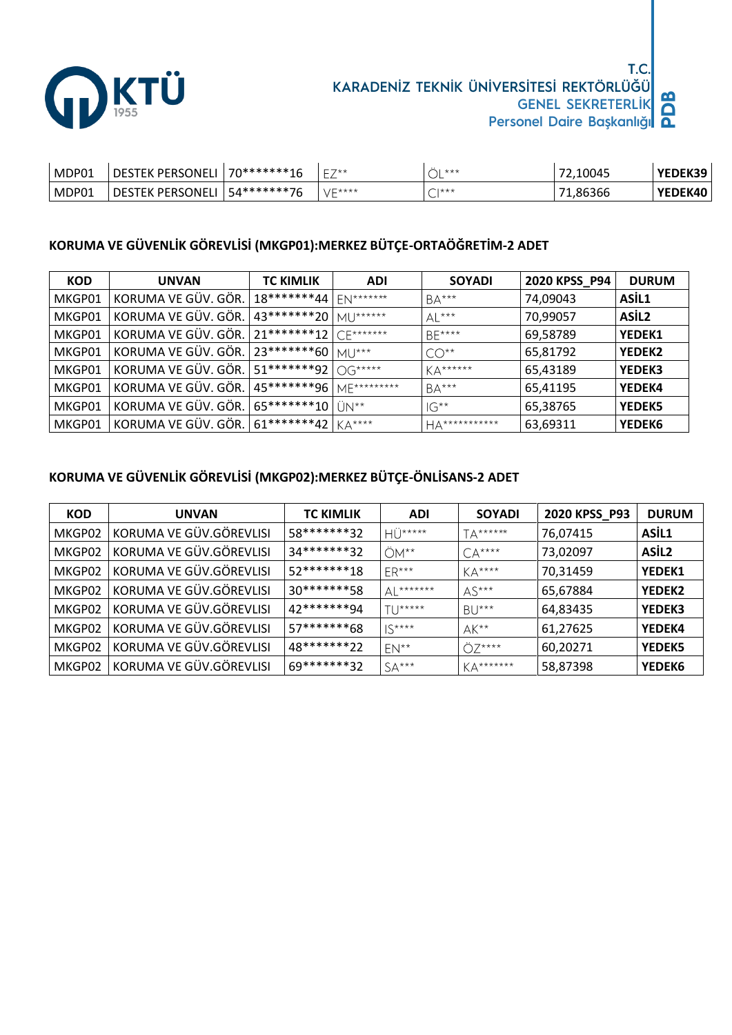| | | | | | | |
|---|---|---|---|---|---|---|
| MDP01 | DESTEK PERSONELI | 70*******16 | EZ** | ÖL*** | 72,10045 | **YEDEK39** |
| MDP01 | DESTEK PERSONELI | 54*******76 | VE**** | CI*** | 71,86366 | **YEDEK40** |

### KORUMA VE GÜVENLİK GÖREVLİSİ (MKGP01):MERKEZ BÜTÇE-ORTAÖĞRETİM-2 ADET

| KOD | UNVAN | TC KIMLIK | ADI | SOYADI | 2020 KPSS_P94 | DURUM |
|---|---|---|---|---|---|---|
| MKGP01 | KORUMA VE GÜV. GÖR. | 18*******44 | EN******* | BA*** | 74,09043 | **ASİL1** |
| MKGP01 | KORUMA VE GÜV. GÖR. | 43*******20 | MU****** | AL*** | 70,99057 | **ASİL2** |
| MKGP01 | KORUMA VE GÜV. GÖR. | 21*******12 | CE******* | BE**** | 69,58789 | **YEDEK1** |
| MKGP01 | KORUMA VE GÜV. GÖR. | 23*******60 | MU*** | CO** | 65,81792 | **YEDEK2** |
| MKGP01 | KORUMA VE GÜV. GÖR. | 51*******92 | OG***** | KA****** | 65,43189 | **YEDEK3** |
| MKGP01 | KORUMA VE GÜV. GÖR. | 45*******96 | ME********* | BA*** | 65,41195 | **YEDEK4** |
| MKGP01 | KORUMA VE GÜV. GÖR. | 65*******10 | ÜN** | IG** | 65,38765 | **YEDEK5** |
| MKGP01 | KORUMA VE GÜV. GÖR. | 61*******42 | KA**** | HA*********** | 63,69311 | **YEDEK6** |

### KORUMA VE GÜVENLİK GÖREVLİSİ (MKGP02):MERKEZ BÜTÇE-ÖNLİSANS-2 ADET

| KOD | UNVAN | TC KIMLIK | ADI | SOYADI | 2020 KPSS_P93 | DURUM |
|---|---|---|---|---|---|---|
| MKGP02 | KORUMA VE GÜV.GÖREVLISI | 58*******32 | HÜ***** | TA****** | 76,07415 | **ASİL1** |
| MKGP02 | KORUMA VE GÜV.GÖREVLISI | 34*******32 | ÖM** | CA**** | 73,02097 | **ASİL2** |
| MKGP02 | KORUMA VE GÜV.GÖREVLISI | 52*******18 | ER*** | KA**** | 70,31459 | **YEDEK1** |
| MKGP02 | KORUMA VE GÜV.GÖREVLISI | 30*******58 | AL******* | AS*** | 65,67884 | **YEDEK2** |
| MKGP02 | KORUMA VE GÜV.GÖREVLISI | 42*******94 | TU***** | BU*** | 64,83435 | **YEDEK3** |
| MKGP02 | KORUMA VE GÜV.GÖREVLISI | 57*******68 | IS**** | AK** | 61,27625 | **YEDEK4** |
| MKGP02 | KORUMA VE GÜV.GÖREVLISI | 48*******22 | EN** | ÖZ**** | 60,20271 | **YEDEK5** |
| MKGP02 | KORUMA VE GÜV.GÖREVLISI | 69*******32 | SA*** | KA******* | 58,87398 | **YEDEK6** |